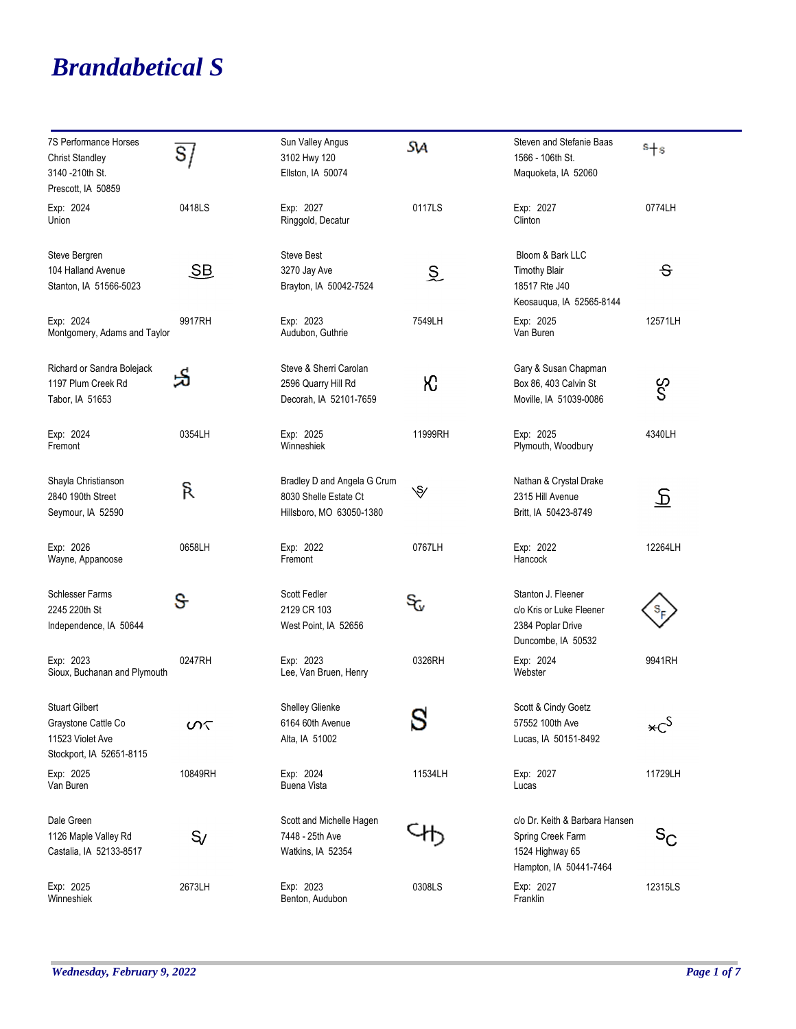# Brandabetical S

| Owner | Brand | Owner | Brand | Owner | Brand |
|---|---|---|---|---|---|
| 7S Performance Horses<br>Christ Standley<br>3140 -210th St.<br>Prescott, IA 50859<br>Exp: 2024<br>Union | S/<br>0418LS | Sun Valley Angus<br>3102 Hwy 120<br>Ellston, IA 50074<br>Exp: 2027<br>Ringgold, Decatur | SVA<br>0117LS | Steven and Stefanie Baas<br>1566 - 106th St.<br>Maquoketa, IA 52060<br>Exp: 2027<br>Clinton | S+S<br>0774LH |
| Steve Bergren<br>104 Halland Avenue<br>Stanton, IA 51566-5023<br>Exp: 2024<br>Montgomery, Adams and Taylor | SB<br>9917RH | Steve Best<br>3270 Jay Ave<br>Brayton, IA 50042-7524<br>Exp: 2023<br>Audubon, Guthrie | S<br>7549LH | Bloom & Bark LLC<br>Timothy Blair<br>18517 Rte J40<br>Keosauqua, IA 52565-8144<br>Exp: 2025<br>Van Buren | S<br>12571LH |
| Richard or Sandra Bolejack<br>1197 Plum Creek Rd<br>Tabor, IA 51653<br>Exp: 2024<br>Fremont | S<br>0354LH | Steve & Sherri Carolan<br>2596 Quarry Hill Rd<br>Decorah, IA 52101-7659<br>Exp: 2025<br>Winneshiek | KC<br>11999RH | Gary & Susan Chapman<br>Box 86, 403 Calvin St<br>Moville, IA 51039-0086<br>Exp: 2025<br>Plymouth, Woodbury | SS<br>4340LH |
| Shayla Christianson<br>2840 190th Street<br>Seymour, IA 52590<br>Exp: 2026<br>Wayne, Appanoose | SR<br>0658LH | Bradley D and Angela G Crum<br>8030 Shelle Estate Ct<br>Hillsboro, MO 63050-1380<br>Exp: 2022<br>Fremont | SV<br>0767LH | Nathan & Crystal Drake<br>2315 Hill Avenue<br>Britt, IA 50423-8749<br>Exp: 2022<br>Hancock | SD<br>12264LH |
| Schlesser Farms<br>2245 220th St<br>Independence, IA 50644<br>Exp: 2023<br>Sioux, Buchanan and Plymouth | S<br>0247RH | Scott Fedler<br>2129 CR 103<br>West Point, IA 52656<br>Exp: 2023<br>Lee, Van Bruen, Henry | SG<br>0326RH | Stanton J. Fleener<br>c/o Kris or Luke Fleener<br>2384 Poplar Drive<br>Duncombe, IA 50532<br>Exp: 2024<br>Webster | SF<br>9941RH |
| Stuart Gilbert<br>Graystone Cattle Co<br>11523 Violet Ave<br>Stockport, IA 52651-8115<br>Exp: 2025<br>Van Buren | SG<br>10849RH | Shelley Glienke<br>6164 60th Avenue<br>Alta, IA 51002<br>Exp: 2024<br>Buena Vista | S<br>11534LH | Scott & Cindy Goetz<br>57552 100th Ave<br>Lucas, IA 50151-8492<br>Exp: 2027<br>Lucas | *CS<br>11729LH |
| Dale Green<br>1126 Maple Valley Rd<br>Castalia, IA 52133-8517<br>Exp: 2025<br>Winneshiek | SV<br>2673LH | Scott and Michelle Hagen<br>7448 - 25th Ave<br>Watkins, IA 52354<br>Exp: 2023<br>Benton, Audubon | SHB<br>0308LS | c/o Dr. Keith & Barbara Hansen<br>Spring Creek Farm<br>1524 Highway 65<br>Hampton, IA 50441-7464<br>Exp: 2027<br>Franklin | SC<br>12315LS |

*Wednesday, February 9, 2022*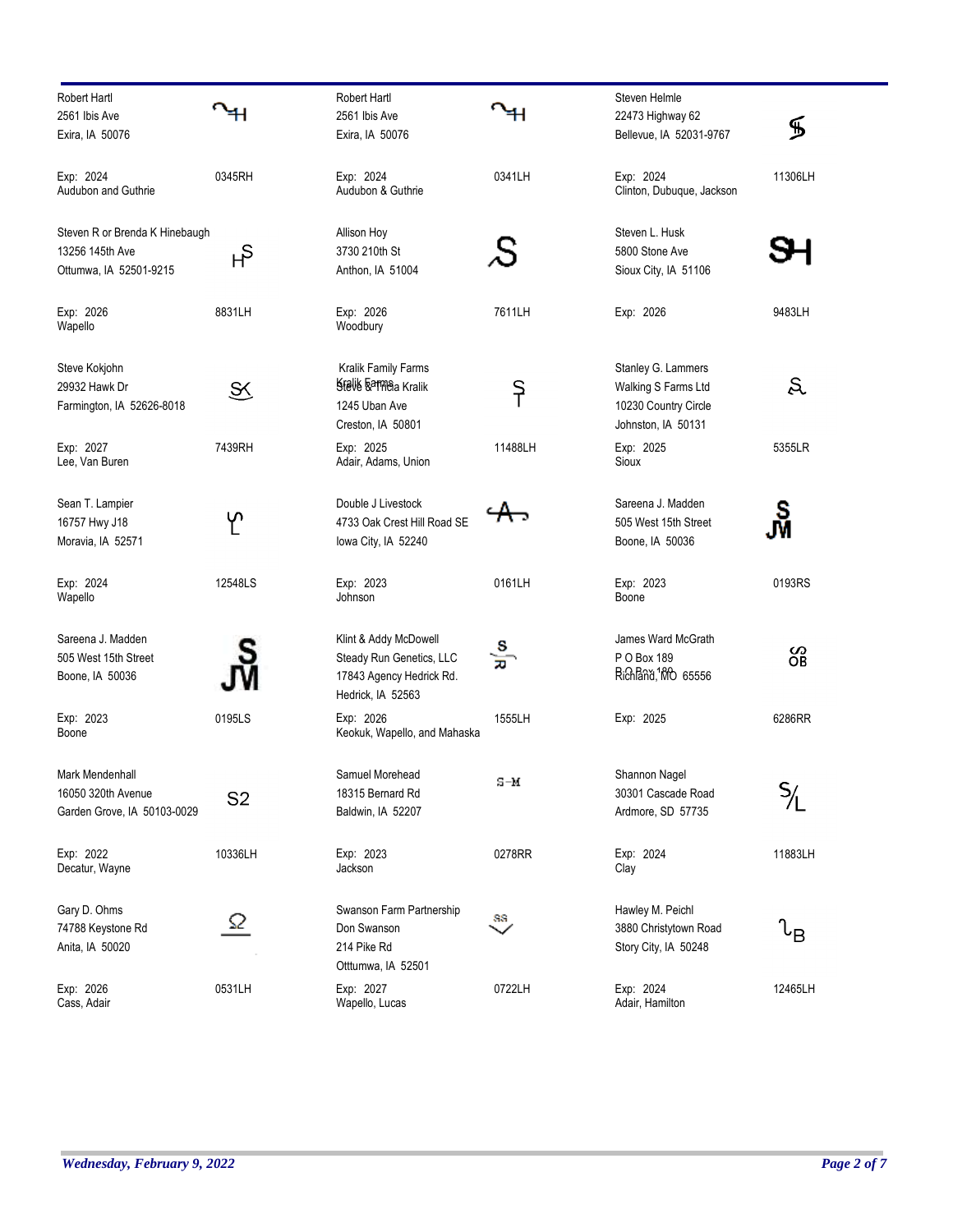| Owner | Brand | Owner | Brand | Owner | Brand |
|---|---|---|---|---|---|
| Robert Hartl<br>2561 Ibis Ave<br>Exira, IA 50076<br>Exp: 2024<br>Audubon and Guthrie | 0345RH | Robert Hartl<br>2561 Ibis Ave<br>Exira, IA 50076<br>Exp: 2024<br>Audubon & Guthrie | 0341LH | Steven Helmle<br>22473 Highway 62<br>Bellevue, IA 52031-9767<br>Exp: 2024<br>Clinton, Dubuque, Jackson | 11306LH |
| Steven R or Brenda K Hinebaugh<br>13256 145th Ave<br>Ottumwa, IA 52501-9215<br>Exp: 2026<br>Wapello | 8831LH | Allison Hoy<br>3730 210th St<br>Anthon, IA 51004<br>Exp: 2026<br>Woodbury | 7611LH | Steven L. Husk<br>5800 Stone Ave<br>Sioux City, IA 51106<br>Exp: 2026 | 9483LH |
| Steve Kokjohn<br>29932 Hawk Dr<br>Farmington, IA 52626-8018<br>Exp: 2027<br>Lee, Van Buren | 7439RH | Kralik Family Farms<br>Steve & Tricia Kralik<br>1245 Uban Ave<br>Creston, IA 50801<br>Exp: 2025<br>Adair, Adams, Union | 11488LH | Stanley G. Lammers<br>Walking S Farms Ltd<br>10230 Country Circle<br>Johnston, IA 50131<br>Exp: 2025<br>Sioux | 5355LR |
| Sean T. Lampier<br>16757 Hwy J18<br>Moravia, IA 52571<br>Exp: 2024<br>Wapello | 12548LS | Double J Livestock<br>4733 Oak Crest Hill Road SE<br>Iowa City, IA 52240<br>Exp: 2023<br>Johnson | 0161LH | Sareena J. Madden<br>505 West 15th Street<br>Boone, IA 50036<br>Exp: 2023<br>Boone | 0193RS |
| Sareena J. Madden<br>505 West 15th Street<br>Boone, IA 50036<br>Exp: 2023<br>Boone | 0195LS | Klint & Addy McDowell<br>Steady Run Genetics, LLC<br>17843 Agency Hedrick Rd.<br>Hedrick, IA 52563<br>Exp: 2026<br>Keokuk, Wapello, and Mahaska | 1555LH | James Ward McGrath<br>P O Box 189<br>Richland, MO 65556<br>Exp: 2025 | 6286RR |
| Mark Mendenhall<br>16050 320th Avenue<br>Garden Grove, IA 50103-0029<br>Exp: 2022<br>Decatur, Wayne | S2<br>10336LH | Samuel Morehead<br>18315 Bernard Rd<br>Baldwin, IA 52207<br>Exp: 2023<br>Jackson | S-M<br>0278RR | Shannon Nagel<br>30301 Cascade Road<br>Ardmore, SD 57735<br>Exp: 2024<br>Clay | 11883LH |
| Gary D. Ohms<br>74788 Keystone Rd<br>Anita, IA 50020<br>Exp: 2026<br>Cass, Adair | 0531LH | Swanson Farm Partnership<br>Don Swanson<br>214 Pike Rd<br>Otttumwa, IA 52501<br>Exp: 2027<br>Wapello, Lucas | 0722LH | Hawley M. Peichl<br>3880 Christytown Road<br>Story City, IA 50248<br>Exp: 2024<br>Adair, Hamilton | 12465LH |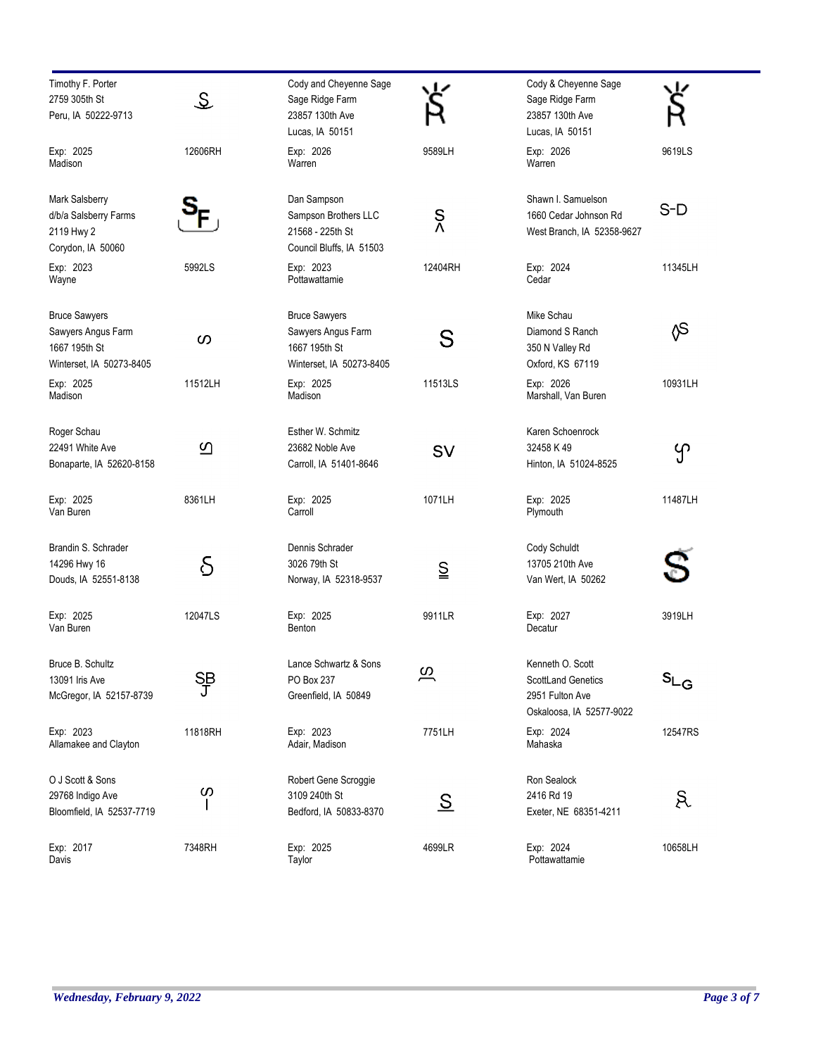| Owner | Brand | Owner | Brand | Owner | Brand |
|---|---|---|---|---|---|
| Timothy F. Porter<br>2759 305th St<br>Peru, IA 50222-9713<br><br>Exp: 2025<br>Madison | 12606RH | Cody and Cheyenne Sage<br>Sage Ridge Farm<br>23857 130th Ave<br>Lucas, IA 50151<br><br>Exp: 2026<br>Warren | 9589LH | Cody & Cheyenne Sage<br>Sage Ridge Farm<br>23857 130th Ave<br>Lucas, IA 50151<br><br>Exp: 2026<br>Warren | 9619LS |
| Mark Salsberry<br>d/b/a Salsberry Farms<br>2119 Hwy 2<br>Corydon, IA 50060<br><br>Exp: 2023<br>Wayne | 5992LS | Dan Sampson<br>Sampson Brothers LLC<br>21568 - 225th St<br>Council Bluffs, IA 51503<br><br>Exp: 2023<br>Pottawattamie | 12404RH | Shawn I. Samuelson<br>1660 Cedar Johnson Rd<br>West Branch, IA 52358-9627<br><br>Exp: 2024<br>Cedar | S-D<br>11345LH |
| Bruce Sawyers<br>Sawyers Angus Farm<br>1667 195th St<br>Winterset, IA 50273-8405<br><br>Exp: 2025<br>Madison | 11512LH | Bruce Sawyers<br>Sawyers Angus Farm<br>1667 195th St<br>Winterset, IA 50273-8405<br><br>Exp: 2025<br>Madison | S<br>11513LS | Mike Schau<br>Diamond S Ranch<br>350 N Valley Rd<br>Oxford, KS 67119<br><br>Exp: 2026<br>Marshall, Van Buren | 10931LH |
| Roger Schau<br>22491 White Ave<br>Bonaparte, IA 52620-8158<br><br>Exp: 2025<br>Van Buren | 8361LH | Esther W. Schmitz<br>23682 Noble Ave<br>Carroll, IA 51401-8646<br><br>Exp: 2025<br>Carroll | SV<br>1071LH | Karen Schoenrock<br>32458 K 49<br>Hinton, IA 51024-8525<br><br>Exp: 2025<br>Plymouth | 11487LH |
| Brandin S. Schrader<br>14296 Hwy 16<br>Douds, IA 52551-8138<br><br>Exp: 2025<br>Van Buren | 12047LS | Dennis Schrader<br>3026 79th St<br>Norway, IA 52318-9537<br><br>Exp: 2025<br>Benton | 9911LR | Cody Schuldt<br>13705 210th Ave<br>Van Wert, IA 50262<br><br>Exp: 2027<br>Decatur | 3919LH |
| Bruce B. Schultz<br>13091 Iris Ave<br>McGregor, IA 52157-8739<br><br>Exp: 2023<br>Allamakee and Clayton | 11818RH | Lance Schwartz & Sons<br>PO Box 237<br>Greenfield, IA 50849<br><br>Exp: 2023<br>Adair, Madison | 7751LH | Kenneth O. Scott<br>ScottLand Genetics<br>2951 Fulton Ave<br>Oskaloosa, IA 52577-9022<br><br>Exp: 2024<br>Mahaska | 12547RS |
| O J Scott & Sons<br>29768 Indigo Ave<br>Bloomfield, IA 52537-7719<br><br>Exp: 2017<br>Davis | 7348RH | Robert Gene Scroggie<br>3109 240th St<br>Bedford, IA 50833-8370<br><br>Exp: 2025<br>Taylor | 4699LR | Ron Sealock<br>2416 Rd 19<br>Exeter, NE 68351-4211<br><br>Exp: 2024<br>Pottawattamie | 10658LH |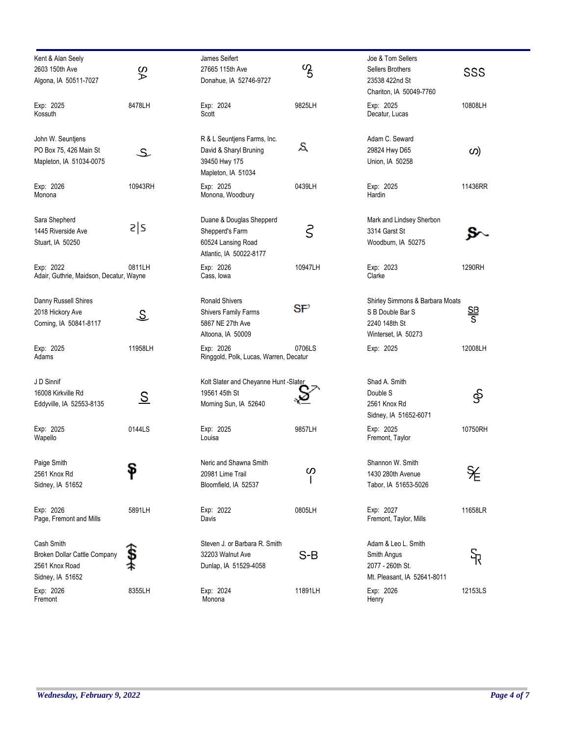Kent & Alan Seely
2603 150th Ave
Algona, IA 50511-7027

Exp: 2025 — 8478LH
Kossuth

James Seifert
27665 115th Ave
Donahue, IA 52746-9727

Exp: 2024 — 9825LH
Scott

Joe & Tom Sellers
Sellers Brothers
23538 422nd St
Chariton, IA 50049-7760

SSS

Exp: 2025 — 10808LH
Decatur, Lucas

John W. Seuntjens
PO Box 75, 426 Main St
Mapleton, IA 51034-0075

Exp: 2026 — 10943RH
Monona

R & L Seuntjens Farms, Inc.
David & Sharyl Bruning
39450 Hwy 175
Mapleton, IA 51034

Exp: 2025 — 0439LH
Monona, Woodbury

Adam C. Seward
29824 Hwy D65
Union, IA 50258

Exp: 2025 — 11436RR
Hardin

Sara Shepherd
1445 Riverside Ave
Stuart, IA 50250

Exp: 2022 — 0811LH
Adair, Guthrie, Maidson, Decatur, Wayne

Duane & Douglas Shepperd
Shepperd's Farm
60524 Lansing Road
Atlantic, IA 50022-8177

Exp: 2026 — 10947LH
Cass, Iowa

Mark and Lindsey Sherbon
3314 Garst St
Woodburn, IA 50275

Exp: 2023 — 1290RH
Clarke

Danny Russell Shires
2018 Hickory Ave
Corning, IA 50841-8117

Exp: 2025 — 11958LH
Adams

Ronald Shivers
Shivers Family Farms
5867 NE 27th Ave
Altoona, IA 50009

Exp: 2026 — 0706LS
Ringgold, Polk, Lucas, Warren, Decatur

Shirley Simmons & Barbara Moats
S B Double Bar S
2240 148th St
Winterset, IA 50273

Exp: 2025 — 12008LH

J D Sinnif
16008 Kirkville Rd
Eddyville, IA 52553-8135

Exp: 2025 — 0144LS
Wapello

Kolt Slater and Cheyanne Hunt -Slater
19561 45th St
Morning Sun, IA 52640

Exp: 2025 — 9857LH
Louisa

Shad A. Smith
Double S
2561 Knox Rd
Sidney, IA 51652-6071

Exp: 2025 — 10750RH
Fremont, Taylor

Paige Smith
2561 Knox Rd
Sidney, IA 51652

Exp: 2026 — 5891LH
Page, Fremont and Mills

Neric and Shawna Smith
20981 Lime Trail
Bloomfield, IA 52537

Exp: 2022 — 0805LH
Davis

Shannon W. Smith
1430 280th Avenue
Tabor, IA 51653-5026

Exp: 2027 — 11658LR
Fremont, Taylor, Mills

Cash Smith
Broken Dollar Cattle Company
2561 Knox Road
Sidney, IA 51652

Exp: 2026 — 8355LH
Fremont

Steven J. or Barbara R. Smith
32203 Walnut Ave
Dunlap, IA 51529-4058

S-B

Exp: 2024 — 11891LH
Monona

Adam & Leo L. Smith
Smith Angus
2077 - 260th St.
Mt. Pleasant, IA 52641-8011

Exp: 2026 — 12153LS
Henry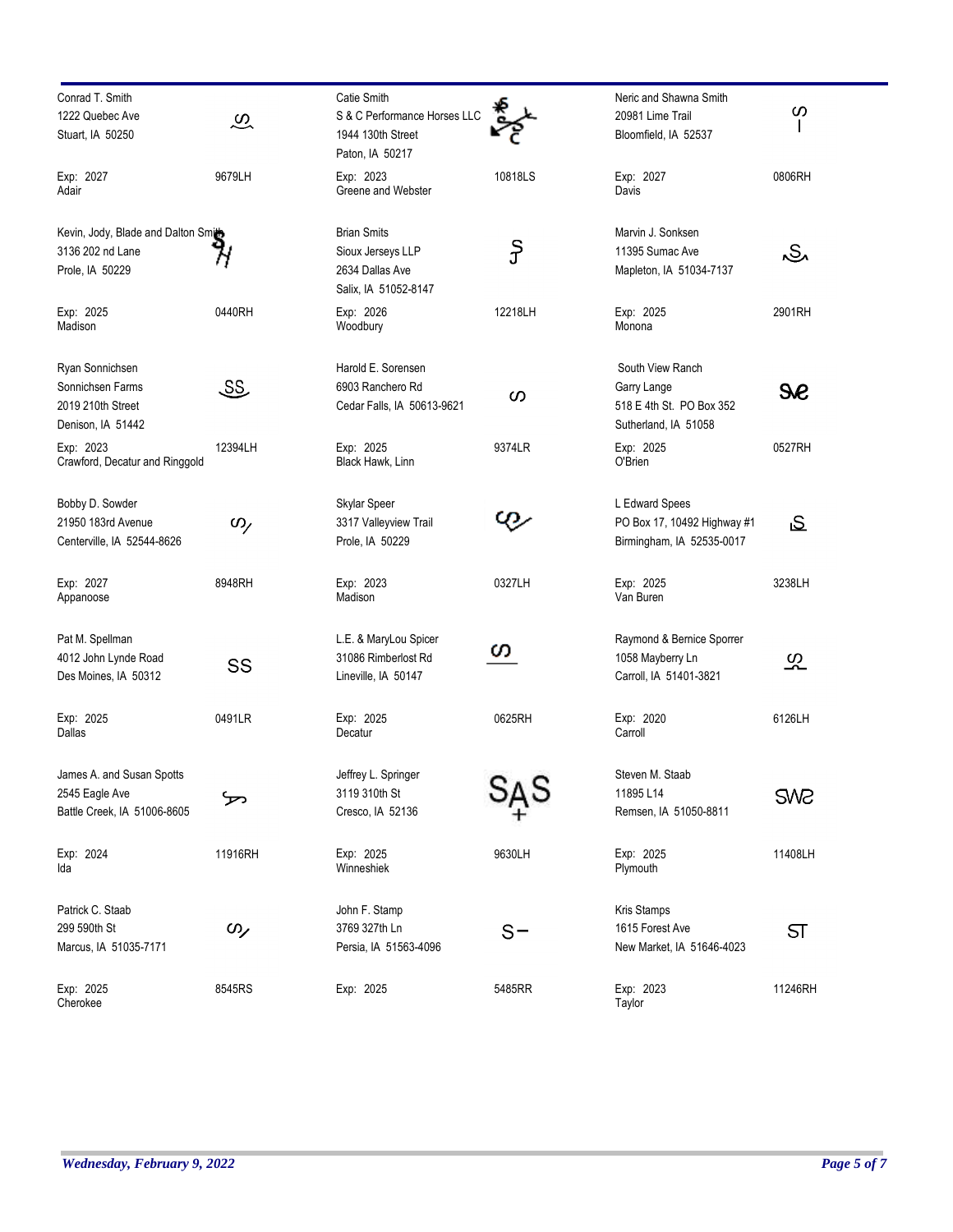| Name / Address | Brand | Name / Address | Brand | Name / Address | Brand |
|---|---|---|---|---|---|
| Conrad T. Smith<br>1222 Quebec Ave<br>Stuart, IA 50250<br>Exp: 2027<br>Adair | 9679LH | Catie Smith<br>S & C Performance Horses LLC<br>1944 130th Street<br>Paton, IA 50217<br>Exp: 2023<br>Greene and Webster | 10818LS | Neric and Shawna Smith<br>20981 Lime Trail<br>Bloomfield, IA 52537<br>Exp: 2027<br>Davis | 0806RH |
| Kevin, Jody, Blade and Dalton Smith<br>3136 202 nd Lane<br>Prole, IA 50229<br>Exp: 2025<br>Madison | 0440RH | Brian Smits<br>Sioux Jerseys LLP<br>2634 Dallas Ave<br>Salix, IA 51052-8147<br>Exp: 2026<br>Woodbury | 12218LH | Marvin J. Sonksen<br>11395 Sumac Ave<br>Mapleton, IA 51034-7137<br>Exp: 2025<br>Monona | 2901RH |
| Ryan Sonnichsen<br>Sonnichsen Farms<br>2019 210th Street<br>Denison, IA 51442<br>Exp: 2023<br>Crawford, Decatur and Ringgold | SS<br>12394LH | Harold E. Sorensen<br>6903 Ranchero Rd<br>Cedar Falls, IA 50613-9621<br>Exp: 2025<br>Black Hawk, Linn | 9374LR | South View Ranch<br>Garry Lange<br>518 E 4th St. PO Box 352<br>Sutherland, IA 51058<br>Exp: 2025<br>O'Brien | 0527RH |
| Bobby D. Sowder<br>21950 183rd Avenue<br>Centerville, IA 52544-8626<br>Exp: 2027<br>Appanoose | 8948RH | Skylar Speer<br>3317 Valleyview Trail<br>Prole, IA 50229<br>Exp: 2023<br>Madison | 0327LH | L Edward Spees<br>PO Box 17, 10492 Highway #1<br>Birmingham, IA 52535-0017<br>Exp: 2025<br>Van Buren | S<br>3238LH |
| Pat M. Spellman<br>4012 John Lynde Road<br>Des Moines, IA 50312<br>Exp: 2025<br>Dallas | SS<br>0491LR | L.E. & MaryLou Spicer<br>31086 Rimberlost Rd<br>Lineville, IA 50147<br>Exp: 2025<br>Decatur | 0625RH | Raymond & Bernice Sporrer<br>1058 Mayberry Ln<br>Carroll, IA 51401-3821<br>Exp: 2020<br>Carroll | 6126LH |
| James A. and Susan Spotts<br>2545 Eagle Ave<br>Battle Creek, IA 51006-8605<br>Exp: 2024<br>Ida | 11916RH | Jeffrey L. Springer<br>3119 310th St<br>Cresco, IA 52136<br>Exp: 2025<br>Winneshiek | SAS<br>9630LH | Steven M. Staab<br>11895 L14<br>Remsen, IA 51050-8811<br>Exp: 2025<br>Plymouth | SWƧ<br>11408LH |
| Patrick C. Staab<br>299 590th St<br>Marcus, IA 51035-7171<br>Exp: 2025<br>Cherokee | 8545RS | John F. Stamp<br>3769 327th Ln<br>Persia, IA 51563-4096<br>Exp: 2025 | S−<br>5485RR | Kris Stamps<br>1615 Forest Ave<br>New Market, IA 51646-4023<br>Exp: 2023<br>Taylor | ST<br>11246RH |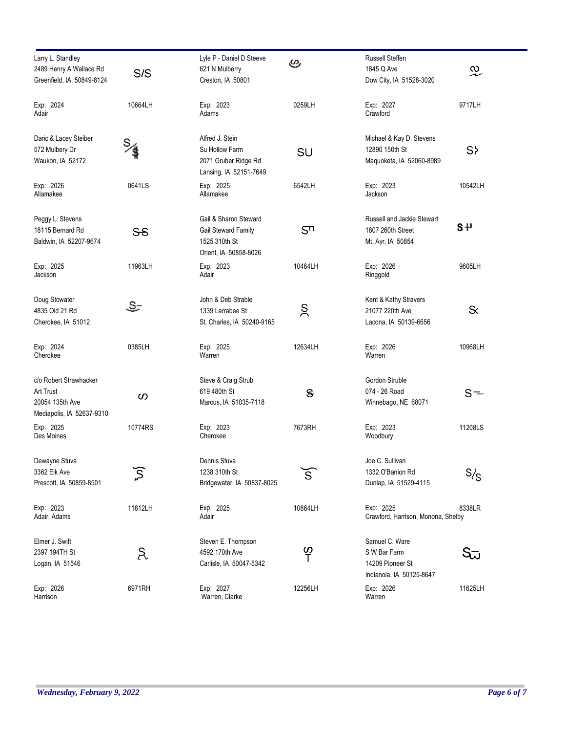| Owner | Brand | Owner | Brand | Owner | Brand |
|---|---|---|---|---|---|
| Larry L. Standley<br>2489 Henry A Wallace Rd<br>Greenfield, IA 50849-8124<br><br>Exp: 2024<br>Adair | S/S<br>10664LH | Lyle P - Daniel D Steeve<br>621 N Mulberry<br>Creston, IA 50801<br><br>Exp: 2023<br>Adams | 0259LH | Russell Steffen<br>1845 Q Ave<br>Dow City, IA 51528-3020<br><br>Exp: 2027<br>Crawford | 9717LH |
| Daric & Lacey Steiber<br>572 Mulberry Dr<br>Waukon, IA 52172<br><br>Exp: 2026<br>Allamakee | S/$<br>0641LS | Alfred J. Stein<br>Su Hollow Farm<br>2071 Gruber Ridge Rd<br>Lansing, IA 52151-7649<br><br>Exp: 2025<br>Allamakee | SU<br>6542LH | Michael & Kay D. Stevens<br>12890 150th St<br>Maquoketa, IA 52060-8989<br><br>Exp: 2023<br>Jackson | 10542LH |
| Peggy L. Stevens<br>18115 Bernard Rd<br>Baldwin, IA 52207-9674<br><br>Exp: 2025<br>Jackson | SS<br>11963LH | Gail & Sharon Steward<br>Gail Steward Family<br>1525 310th St<br>Orient, IA 50858-8026<br><br>Exp: 2023<br>Adair | 10464LH | Russell and Jackie Stewart<br>1807 260th Street<br>Mt. Ayr, IA 50854<br><br>Exp: 2026<br>Ringgold | 9605LH |
| Doug Stowater<br>4835 Old 21 Rd<br>Cherokee, IA 51012<br><br>Exp: 2024<br>Cherokee | 0385LH | John & Deb Strable<br>1339 Larrabee St<br>St. Charles, IA 50240-9165<br><br>Exp: 2025<br>Warren | 12634LH | Kent & Kathy Stravers<br>21077 220th Ave<br>Lacona, IA 50139-6656<br><br>Exp: 2026<br>Warren | 10968LH |
| c/o Robert Strawhacker<br>Art Trust<br>20054 135th Ave<br>Mediapolis, IA 52637-9310<br><br>Exp: 2025<br>Des Moines | 10774RS | Steve & Craig Strub<br>619 480th St<br>Marcus, IA 51035-7118<br><br>Exp: 2023<br>Cherokee | 7673RH | Gordon Struble<br>074 - 26 Road<br>Winnebago, NE 68071<br><br>Exp: 2023<br>Woodbury | 11208LS |
| Dewayne Stuva<br>3362 Elk Ave<br>Prescott, IA 50859-8501<br><br>Exp: 2023<br>Adair, Adams | 11812LH | Dennis Stuva<br>1238 310th St<br>Bridgewater, IA 50837-8025<br><br>Exp: 2025<br>Adair | 10864LH | Joe C. Sullivan<br>1332 O'Banion Rd<br>Dunlap, IA 51529-4115<br><br>Exp: 2025<br>Crawford, Harrison, Monona, Shelby | S/S<br>8338LR |
| Elmer J. Swift<br>2397 194TH St<br>Logan, IA 51546<br><br>Exp: 2026<br>Harrison | 6971RH | Steven E. Thompson<br>4592 170th Ave<br>Carlisle, IA 50047-5342<br><br>Exp: 2027<br>Warren, Clarke | 12256LH | Samuel C. Ware<br>S W Bar Farm<br>14209 Pioneer St<br>Indianola, IA 50125-8647<br><br>Exp: 2026<br>Warren | 11625LH |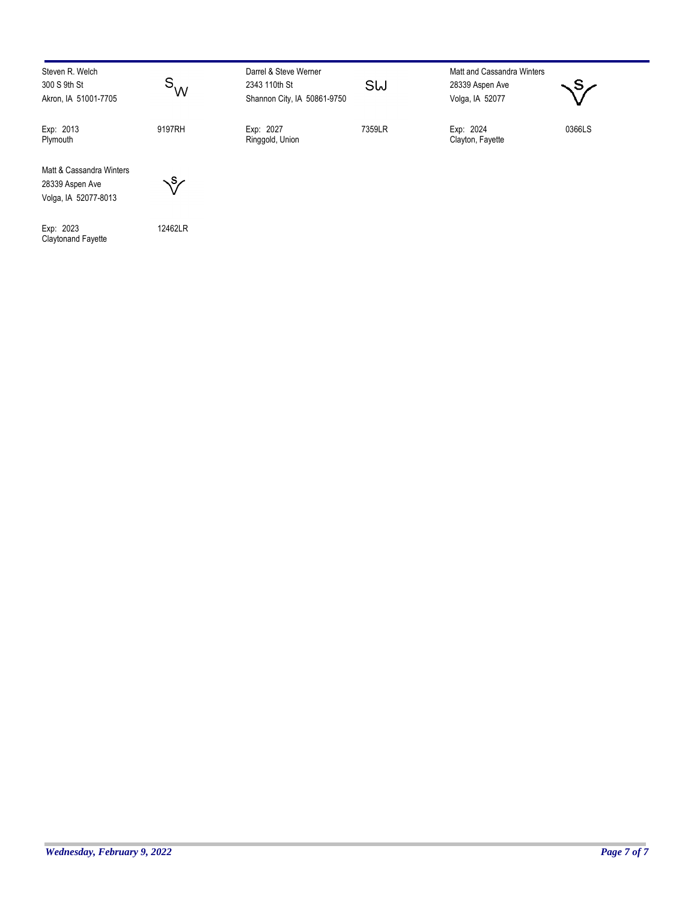Steven R. Welch
300 S 9th St
Akron, IA 51001-7705

S W

Exp: 2013
Plymouth

9197RH

Darrel & Steve Werner
2343 110th St
Shannon City, IA 50861-9750

SW

Exp: 2027
Ringgold, Union

7359LR

Matt and Cassandra Winters
28339 Aspen Ave
Volga, IA 52077

Exp: 2024
Clayton, Fayette

0366LS

Matt & Cassandra Winters
28339 Aspen Ave
Volga, IA 52077-8013

Exp: 2023
Claytonand Fayette

12462LR